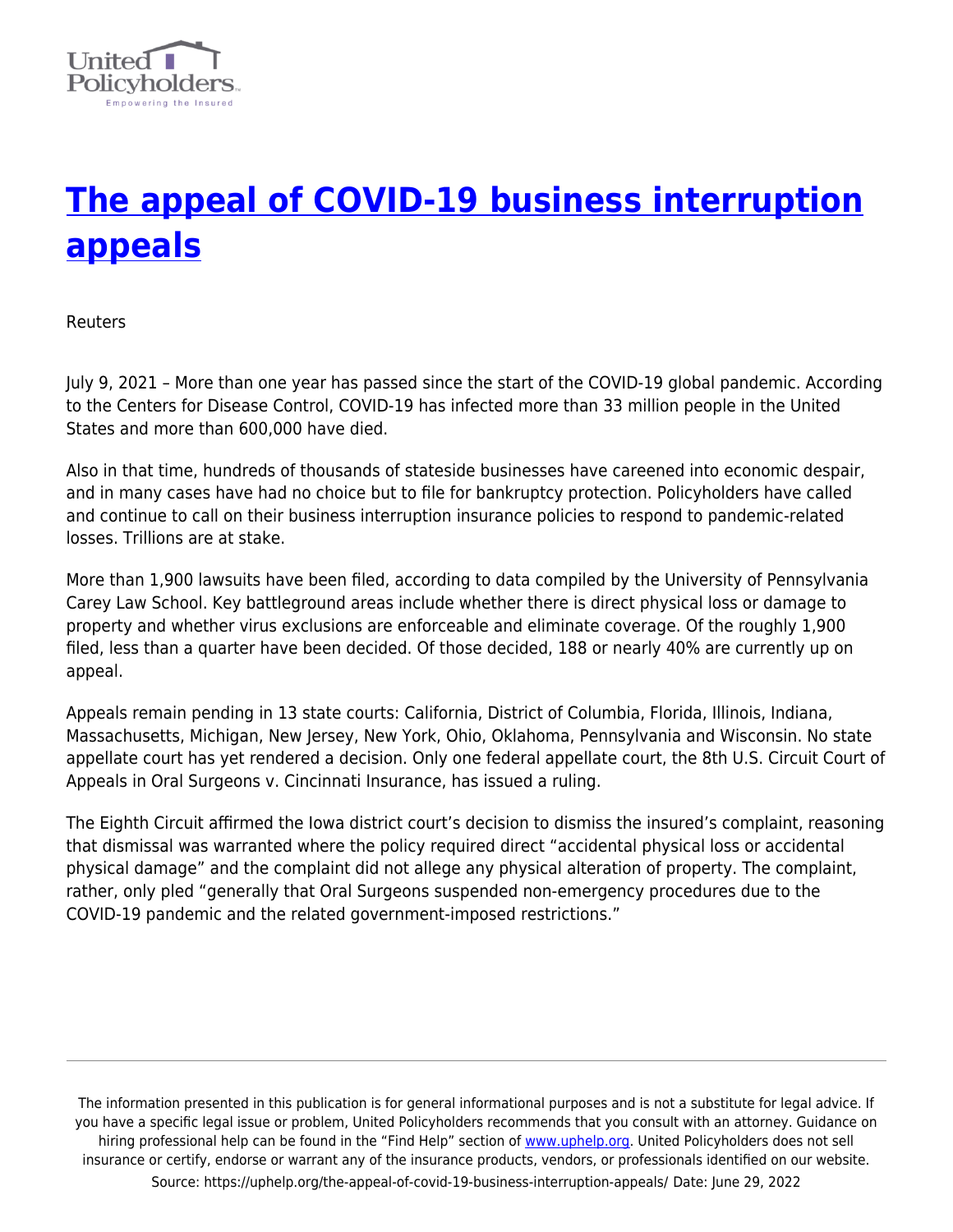# [The appeal of COVID-19 business interruption appeals](https://uphelp.org/the-appeal-of-covid-19-business-interruption-appeals/)

Reuters

July 9, 2021 – More than one year has passed since the start of the COVID-19 global pandemic. According to the Centers for Disease Control, COVID-19 has infected more than 33 million people in the United States and more than 600,000 have died.

Also in that time, hundreds of thousands of stateside businesses have careened into economic despair, and in many cases have had no choice but to file for bankruptcy protection. Policyholders have called and continue to call on their business interruption insurance policies to respond to pandemic-related losses. Trillions are at stake.

More than 1,900 lawsuits have been filed, according to data compiled by the University of Pennsylvania Carey Law School. Key battleground areas include whether there is direct physical loss or damage to property and whether virus exclusions are enforceable and eliminate coverage. Of the roughly 1,900 filed, less than a quarter have been decided. Of those decided, 188 or nearly 40% are currently up on appeal.

Appeals remain pending in 13 state courts: California, District of Columbia, Florida, Illinois, Indiana, Massachusetts, Michigan, New Jersey, New York, Ohio, Oklahoma, Pennsylvania and Wisconsin. No state appellate court has yet rendered a decision. Only one federal appellate court, the 8th U.S. Circuit Court of Appeals in Oral Surgeons v. Cincinnati Insurance, has issued a ruling.

The Eighth Circuit affirmed the Iowa district court's decision to dismiss the insured's complaint, reasoning that dismissal was warranted where the policy required direct "accidental physical loss or accidental physical damage" and the complaint did not allege any physical alteration of property. The complaint, rather, only pled "generally that Oral Surgeons suspended non-emergency procedures due to the COVID-19 pandemic and the related government-imposed restrictions."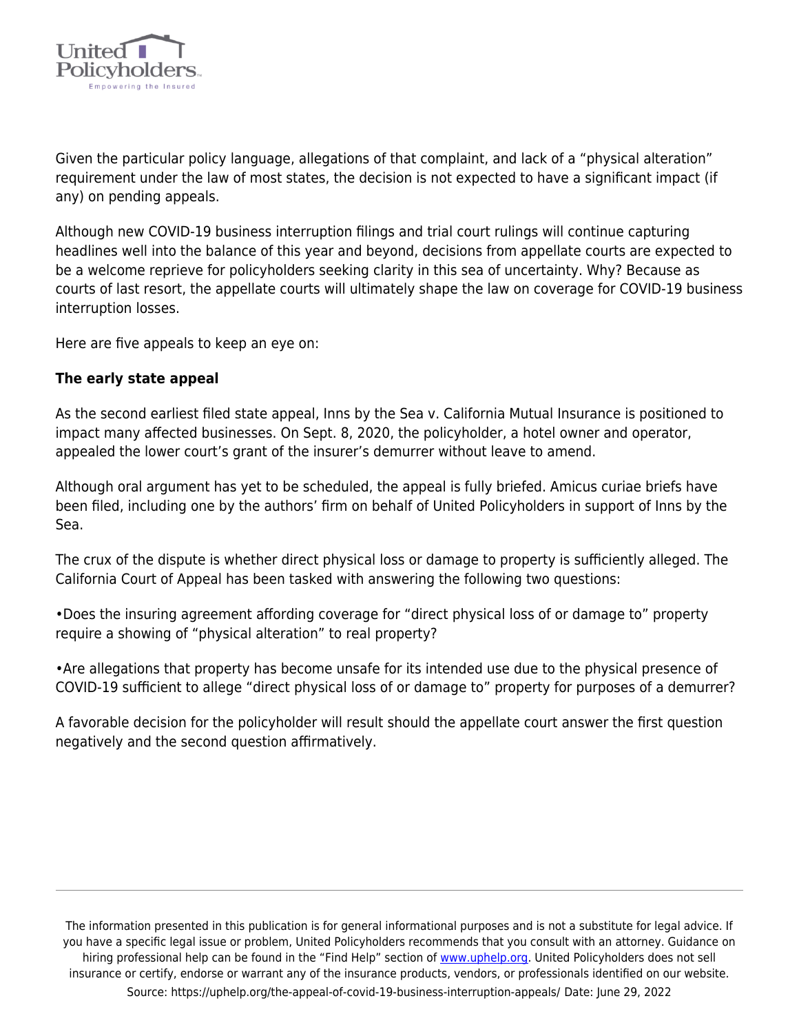Given the particular policy language, allegations of that complaint, and lack of a "physical alteration" requirement under the law of most states, the decision is not expected to have a significant impact (if any) on pending appeals.

Although new COVID-19 business interruption filings and trial court rulings will continue capturing headlines well into the balance of this year and beyond, decisions from appellate courts are expected to be a welcome reprieve for policyholders seeking clarity in this sea of uncertainty. Why? Because as courts of last resort, the appellate courts will ultimately shape the law on coverage for COVID-19 business interruption losses.

Here are five appeals to keep an eye on:

**The early state appeal**

As the second earliest filed state appeal, Inns by the Sea v. California Mutual Insurance is positioned to impact many affected businesses. On Sept. 8, 2020, the policyholder, a hotel owner and operator, appealed the lower court's grant of the insurer's demurrer without leave to amend.

Although oral argument has yet to be scheduled, the appeal is fully briefed. Amicus curiae briefs have been filed, including one by the authors' firm on behalf of United Policyholders in support of Inns by the Sea.

The crux of the dispute is whether direct physical loss or damage to property is sufficiently alleged. The California Court of Appeal has been tasked with answering the following two questions:

- Does the insuring agreement affording coverage for "direct physical loss of or damage to" property require a showing of "physical alteration" to real property?

- Are allegations that property has become unsafe for its intended use due to the physical presence of COVID-19 sufficient to allege "direct physical loss of or damage to" property for purposes of a demurrer?

A favorable decision for the policyholder will result should the appellate court answer the first question negatively and the second question affirmatively.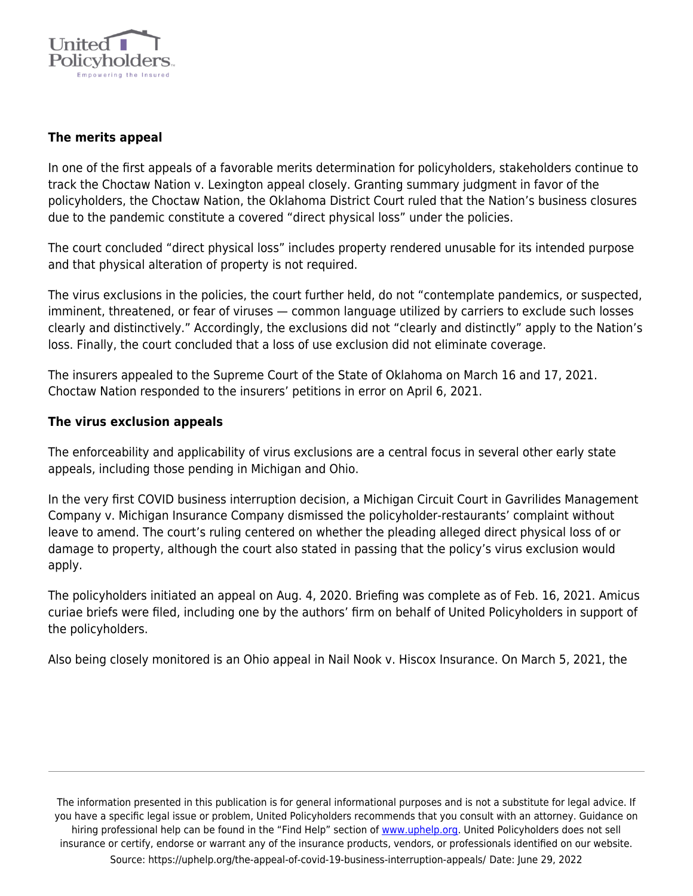**The merits appeal**

In one of the first appeals of a favorable merits determination for policyholders, stakeholders continue to track the Choctaw Nation v. Lexington appeal closely. Granting summary judgment in favor of the policyholders, the Choctaw Nation, the Oklahoma District Court ruled that the Nation's business closures due to the pandemic constitute a covered "direct physical loss" under the policies.

The court concluded "direct physical loss" includes property rendered unusable for its intended purpose and that physical alteration of property is not required.

The virus exclusions in the policies, the court further held, do not "contemplate pandemics, or suspected, imminent, threatened, or fear of viruses — common language utilized by carriers to exclude such losses clearly and distinctively." Accordingly, the exclusions did not "clearly and distinctly" apply to the Nation's loss. Finally, the court concluded that a loss of use exclusion did not eliminate coverage.

The insurers appealed to the Supreme Court of the State of Oklahoma on March 16 and 17, 2021. Choctaw Nation responded to the insurers' petitions in error on April 6, 2021.

**The virus exclusion appeals**

The enforceability and applicability of virus exclusions are a central focus in several other early state appeals, including those pending in Michigan and Ohio.

In the very first COVID business interruption decision, a Michigan Circuit Court in Gavrilides Management Company v. Michigan Insurance Company dismissed the policyholder-restaurants' complaint without leave to amend. The court's ruling centered on whether the pleading alleged direct physical loss of or damage to property, although the court also stated in passing that the policy's virus exclusion would apply.

The policyholders initiated an appeal on Aug. 4, 2020. Briefing was complete as of Feb. 16, 2021. Amicus curiae briefs were filed, including one by the authors' firm on behalf of United Policyholders in support of the policyholders.

Also being closely monitored is an Ohio appeal in Nail Nook v. Hiscox Insurance. On March 5, 2021, the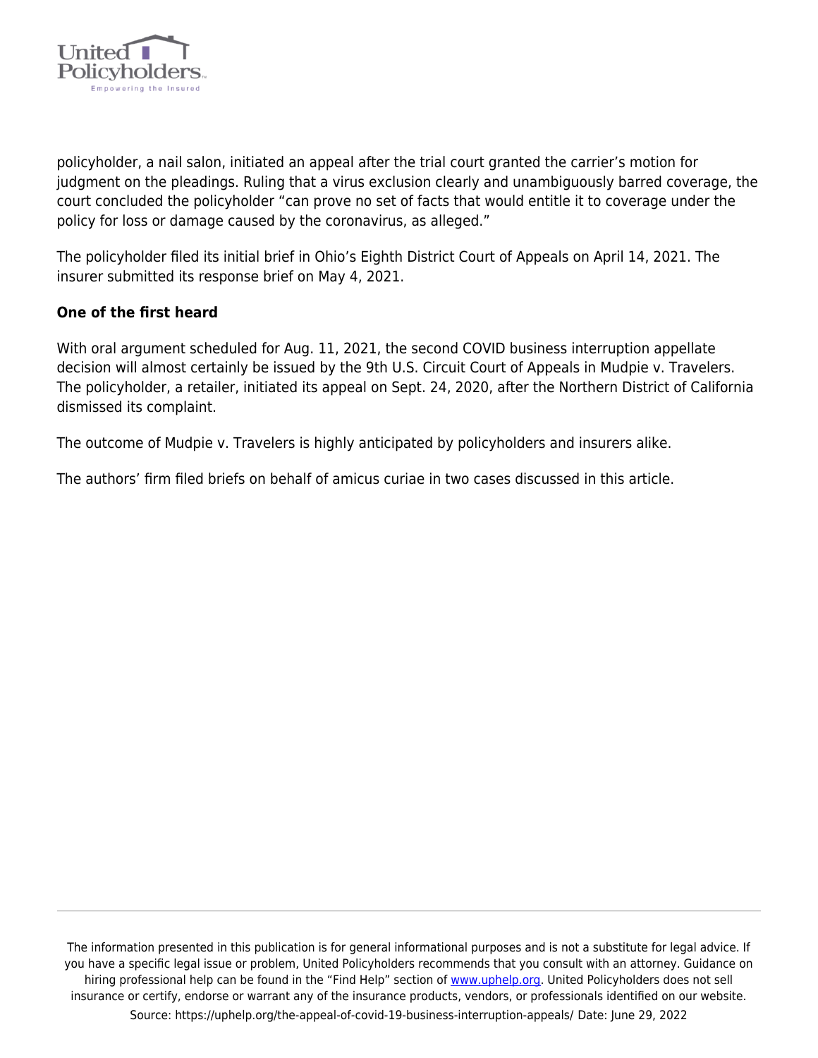policyholder, a nail salon, initiated an appeal after the trial court granted the carrier's motion for judgment on the pleadings. Ruling that a virus exclusion clearly and unambiguously barred coverage, the court concluded the policyholder "can prove no set of facts that would entitle it to coverage under the policy for loss or damage caused by the coronavirus, as alleged."

The policyholder filed its initial brief in Ohio's Eighth District Court of Appeals on April 14, 2021. The insurer submitted its response brief on May 4, 2021.

**One of the first heard**

With oral argument scheduled for Aug. 11, 2021, the second COVID business interruption appellate decision will almost certainly be issued by the 9th U.S. Circuit Court of Appeals in Mudpie v. Travelers. The policyholder, a retailer, initiated its appeal on Sept. 24, 2020, after the Northern District of California dismissed its complaint.

The outcome of Mudpie v. Travelers is highly anticipated by policyholders and insurers alike.

The authors' firm filed briefs on behalf of amicus curiae in two cases discussed in this article.